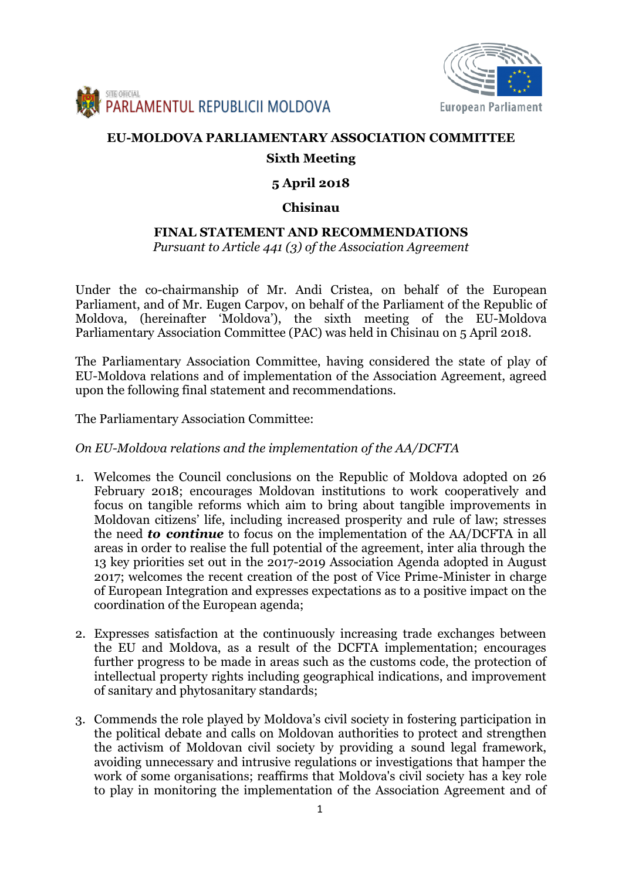PARLAMENTUL REPUBLICII MOLDOVA

European Parliament

# EU-MOLDOVA PARLIAMENTARY ASSOCIATION COMMITTEE

## Sixth Meeting

## 5 April 2018

## Chisinau

## FINAL STATEMENT AND RECOMMENDATIONS

*Pursuant to Article 441 (3) of the Association Agreement*

Under the co-chairmanship of Mr. Andi Cristea, on behalf of the European Parliament, and of Mr. Eugen Carpov, on behalf of the Parliament of the Republic of Moldova, (hereinafter 'Moldova'), the sixth meeting of the EU-Moldova Parliamentary Association Committee (PAC) was held in Chisinau on 5 April 2018.

The Parliamentary Association Committee, having considered the state of play of EU-Moldova relations and of implementation of the Association Agreement, agreed upon the following final statement and recommendations.

The Parliamentary Association Committee:

*On EU-Moldova relations and the implementation of the AA/DCFTA*

1. Welcomes the Council conclusions on the Republic of Moldova adopted on 26 February 2018; encourages Moldovan institutions to work cooperatively and focus on tangible reforms which aim to bring about tangible improvements in Moldovan citizens' life, including increased prosperity and rule of law; stresses the need ***to continue*** to focus on the implementation of the AA/DCFTA in all areas in order to realise the full potential of the agreement, inter alia through the 13 key priorities set out in the 2017-2019 Association Agenda adopted in August 2017; welcomes the recent creation of the post of Vice Prime-Minister in charge of European Integration and expresses expectations as to a positive impact on the coordination of the European agenda;

2. Expresses satisfaction at the continuously increasing trade exchanges between the EU and Moldova, as a result of the DCFTA implementation; encourages further progress to be made in areas such as the customs code, the protection of intellectual property rights including geographical indications, and improvement of sanitary and phytosanitary standards;

3. Commends the role played by Moldova's civil society in fostering participation in the political debate and calls on Moldovan authorities to protect and strengthen the activism of Moldovan civil society by providing a sound legal framework, avoiding unnecessary and intrusive regulations or investigations that hamper the work of some organisations; reaffirms that Moldova's civil society has a key role to play in monitoring the implementation of the Association Agreement and of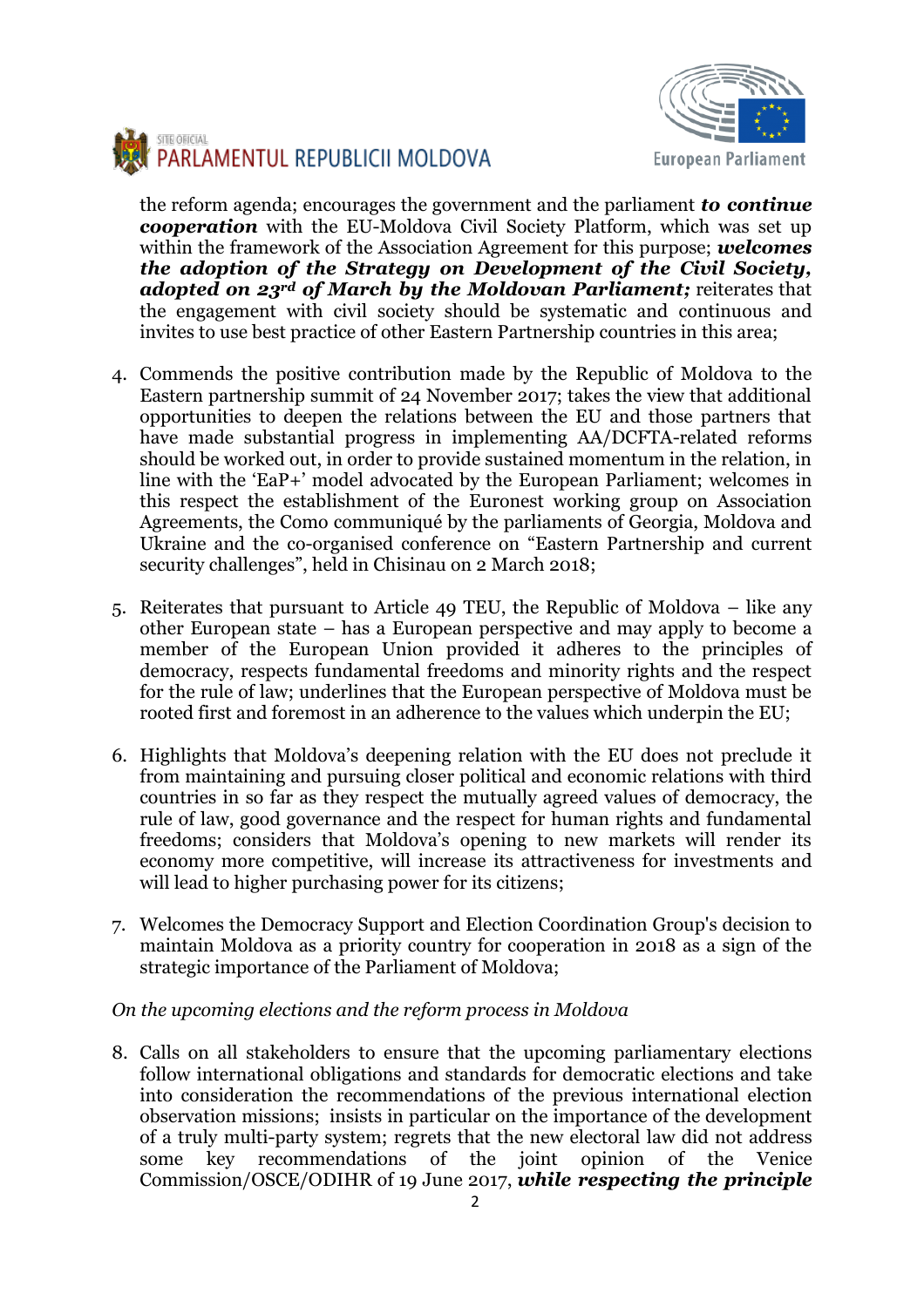the reform agenda; encourages the government and the parliament ***to continue cooperation*** with the EU-Moldova Civil Society Platform, which was set up within the framework of the Association Agreement for this purpose; ***welcomes the adoption of the Strategy on Development of the Civil Society, adopted on 23rd of March by the Moldovan Parliament;*** reiterates that the engagement with civil society should be systematic and continuous and invites to use best practice of other Eastern Partnership countries in this area;

4. Commends the positive contribution made by the Republic of Moldova to the Eastern partnership summit of 24 November 2017; takes the view that additional opportunities to deepen the relations between the EU and those partners that have made substantial progress in implementing AA/DCFTA-related reforms should be worked out, in order to provide sustained momentum in the relation, in line with the 'EaP+' model advocated by the European Parliament; welcomes in this respect the establishment of the Euronest working group on Association Agreements, the Como communiqué by the parliaments of Georgia, Moldova and Ukraine and the co-organised conference on "Eastern Partnership and current security challenges", held in Chisinau on 2 March 2018;

5. Reiterates that pursuant to Article 49 TEU, the Republic of Moldova – like any other European state – has a European perspective and may apply to become a member of the European Union provided it adheres to the principles of democracy, respects fundamental freedoms and minority rights and the respect for the rule of law; underlines that the European perspective of Moldova must be rooted first and foremost in an adherence to the values which underpin the EU;

6. Highlights that Moldova's deepening relation with the EU does not preclude it from maintaining and pursuing closer political and economic relations with third countries in so far as they respect the mutually agreed values of democracy, the rule of law, good governance and the respect for human rights and fundamental freedoms; considers that Moldova's opening to new markets will render its economy more competitive, will increase its attractiveness for investments and will lead to higher purchasing power for its citizens;

7. Welcomes the Democracy Support and Election Coordination Group's decision to maintain Moldova as a priority country for cooperation in 2018 as a sign of the strategic importance of the Parliament of Moldova;

*On the upcoming elections and the reform process in Moldova*

8. Calls on all stakeholders to ensure that the upcoming parliamentary elections follow international obligations and standards for democratic elections and take into consideration the recommendations of the previous international election observation missions; insists in particular on the importance of the development of a truly multi-party system; regrets that the new electoral law did not address some key recommendations of the joint opinion of the Venice Commission/OSCE/ODIHR of 19 June 2017, ***while respecting the principle***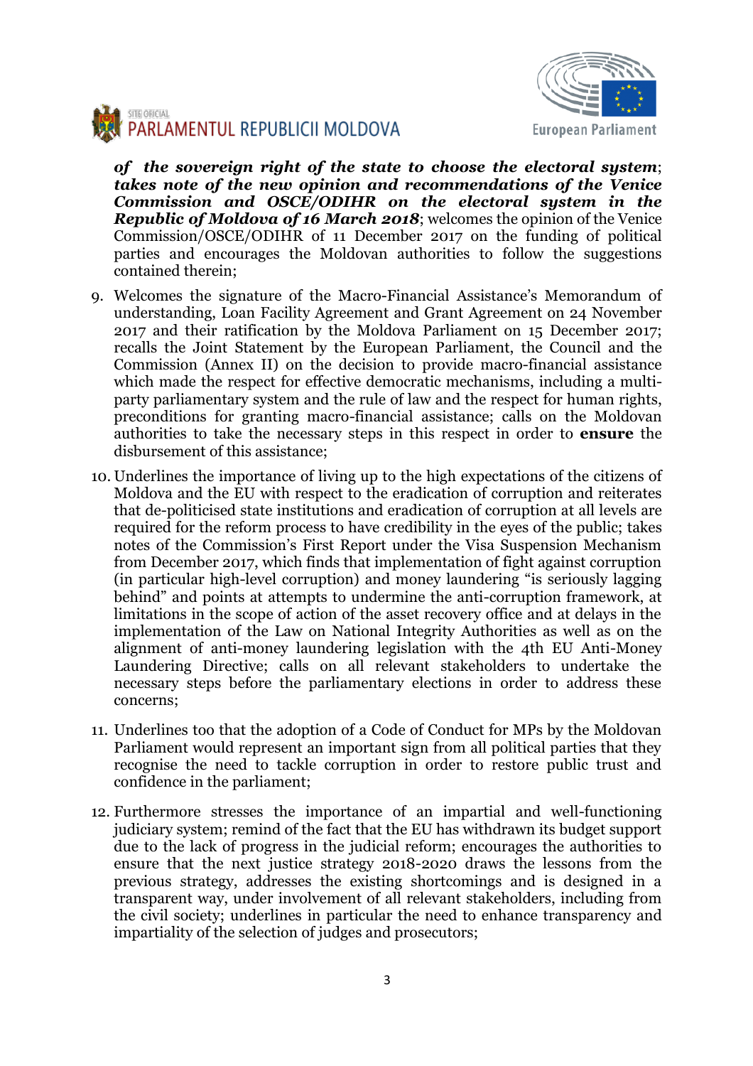***of the sovereign right of the state to choose the electoral system***; ***takes note of the new opinion and recommendations of the Venice Commission and OSCE/ODIHR on the electoral system in the Republic of Moldova of 16 March 2018***; welcomes the opinion of the Venice Commission/OSCE/ODIHR of 11 December 2017 on the funding of political parties and encourages the Moldovan authorities to follow the suggestions contained therein;

9. Welcomes the signature of the Macro-Financial Assistance's Memorandum of understanding, Loan Facility Agreement and Grant Agreement on 24 November 2017 and their ratification by the Moldova Parliament on 15 December 2017; recalls the Joint Statement by the European Parliament, the Council and the Commission (Annex II) on the decision to provide macro-financial assistance which made the respect for effective democratic mechanisms, including a multi-party parliamentary system and the rule of law and the respect for human rights, preconditions for granting macro-financial assistance; calls on the Moldovan authorities to take the necessary steps in this respect in order to **ensure** the disbursement of this assistance;

10. Underlines the importance of living up to the high expectations of the citizens of Moldova and the EU with respect to the eradication of corruption and reiterates that de-politicised state institutions and eradication of corruption at all levels are required for the reform process to have credibility in the eyes of the public; takes notes of the Commission's First Report under the Visa Suspension Mechanism from December 2017, which finds that implementation of fight against corruption (in particular high-level corruption) and money laundering "is seriously lagging behind" and points at attempts to undermine the anti-corruption framework, at limitations in the scope of action of the asset recovery office and at delays in the implementation of the Law on National Integrity Authorities as well as on the alignment of anti-money laundering legislation with the 4th EU Anti-Money Laundering Directive; calls on all relevant stakeholders to undertake the necessary steps before the parliamentary elections in order to address these concerns;

11. Underlines too that the adoption of a Code of Conduct for MPs by the Moldovan Parliament would represent an important sign from all political parties that they recognise the need to tackle corruption in order to restore public trust and confidence in the parliament;

12. Furthermore stresses the importance of an impartial and well-functioning judiciary system; remind of the fact that the EU has withdrawn its budget support due to the lack of progress in the judicial reform; encourages the authorities to ensure that the next justice strategy 2018-2020 draws the lessons from the previous strategy, addresses the existing shortcomings and is designed in a transparent way, under involvement of all relevant stakeholders, including from the civil society; underlines in particular the need to enhance transparency and impartiality of the selection of judges and prosecutors;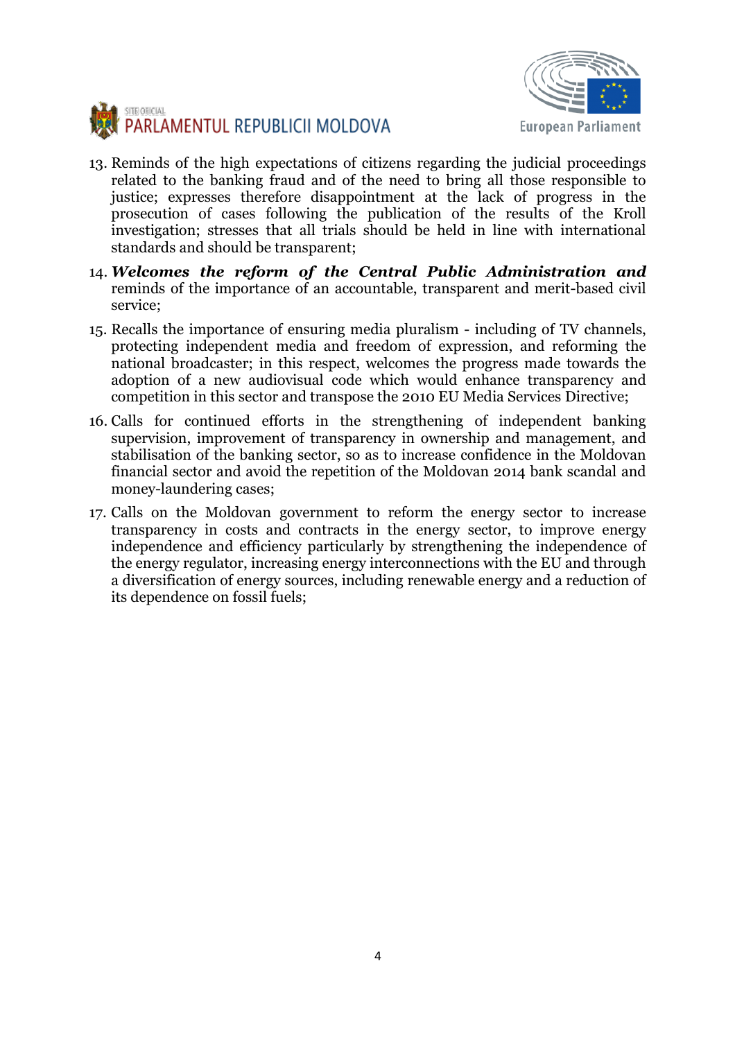13. Reminds of the high expectations of citizens regarding the judicial proceedings related to the banking fraud and of the need to bring all those responsible to justice; expresses therefore disappointment at the lack of progress in the prosecution of cases following the publication of the results of the Kroll investigation; stresses that all trials should be held in line with international standards and should be transparent;

14. ***Welcomes the reform of the Central Public Administration and*** reminds of the importance of an accountable, transparent and merit-based civil service;

15. Recalls the importance of ensuring media pluralism - including of TV channels, protecting independent media and freedom of expression, and reforming the national broadcaster; in this respect, welcomes the progress made towards the adoption of a new audiovisual code which would enhance transparency and competition in this sector and transpose the 2010 EU Media Services Directive;

16. Calls for continued efforts in the strengthening of independent banking supervision, improvement of transparency in ownership and management, and stabilisation of the banking sector, so as to increase confidence in the Moldovan financial sector and avoid the repetition of the Moldovan 2014 bank scandal and money-laundering cases;

17. Calls on the Moldovan government to reform the energy sector to increase transparency in costs and contracts in the energy sector, to improve energy independence and efficiency particularly by strengthening the independence of the energy regulator, increasing energy interconnections with the EU and through a diversification of energy sources, including renewable energy and a reduction of its dependence on fossil fuels;